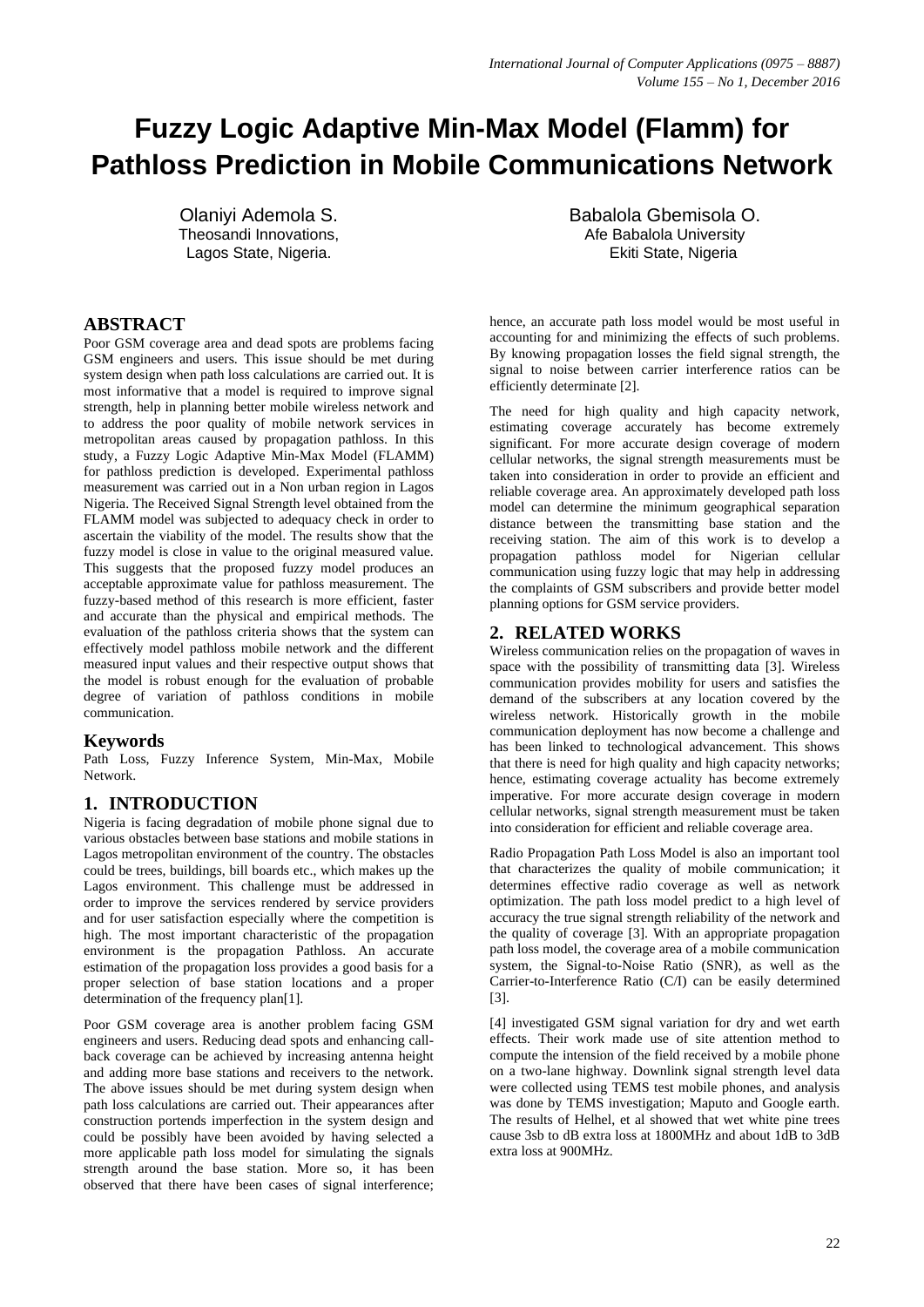# Fuzzy Logic Adaptive Min-Max Model (Flamm) for Pathloss Prediction in Mobile Communications Network

Olaniyi Ademola S.
Theosandi Innovations,
Lagos State, Nigeria.

Babalola Gbemisola O.
Afe Babalola University
Ekiti State, Nigeria

## ABSTRACT

Poor GSM coverage area and dead spots are problems facing GSM engineers and users. This issue should be met during system design when path loss calculations are carried out. It is most informative that a model is required to improve signal strength, help in planning better mobile wireless network and to address the poor quality of mobile network services in metropolitan areas caused by propagation pathloss. In this study, a Fuzzy Logic Adaptive Min-Max Model (FLAMM) for pathloss prediction is developed. Experimental pathloss measurement was carried out in a Non urban region in Lagos Nigeria. The Received Signal Strength level obtained from the FLAMM model was subjected to adequacy check in order to ascertain the viability of the model. The results show that the fuzzy model is close in value to the original measured value. This suggests that the proposed fuzzy model produces an acceptable approximate value for pathloss measurement. The fuzzy-based method of this research is more efficient, faster and accurate than the physical and empirical methods. The evaluation of the pathloss criteria shows that the system can effectively model pathloss mobile network and the different measured input values and their respective output shows that the model is robust enough for the evaluation of probable degree of variation of pathloss conditions in mobile communication.

### Keywords

Path Loss, Fuzzy Inference System, Min-Max, Mobile Network.

## 1. INTRODUCTION

Nigeria is facing degradation of mobile phone signal due to various obstacles between base stations and mobile stations in Lagos metropolitan environment of the country. The obstacles could be trees, buildings, bill boards etc., which makes up the Lagos environment. This challenge must be addressed in order to improve the services rendered by service providers and for user satisfaction especially where the competition is high. The most important characteristic of the propagation environment is the propagation Pathloss. An accurate estimation of the propagation loss provides a good basis for a proper selection of base station locations and a proper determination of the frequency plan[1].

Poor GSM coverage area is another problem facing GSM engineers and users. Reducing dead spots and enhancing call-back coverage can be achieved by increasing antenna height and adding more base stations and receivers to the network. The above issues should be met during system design when path loss calculations are carried out. Their appearances after construction portends imperfection in the system design and could be possibly have been avoided by having selected a more applicable path loss model for simulating the signals strength around the base station. More so, it has been observed that there have been cases of signal interference; hence, an accurate path loss model would be most useful in accounting for and minimizing the effects of such problems. By knowing propagation losses the field signal strength, the signal to noise between carrier interference ratios can be efficiently determinate [2].

The need for high quality and high capacity network, estimating coverage accurately has become extremely significant. For more accurate design coverage of modern cellular networks, the signal strength measurements must be taken into consideration in order to provide an efficient and reliable coverage area. An approximately developed path loss model can determine the minimum geographical separation distance between the transmitting base station and the receiving station. The aim of this work is to develop a propagation pathloss model for Nigerian cellular communication using fuzzy logic that may help in addressing the complaints of GSM subscribers and provide better model planning options for GSM service providers.

## 2. RELATED WORKS

Wireless communication relies on the propagation of waves in space with the possibility of transmitting data [3]. Wireless communication provides mobility for users and satisfies the demand of the subscribers at any location covered by the wireless network. Historically growth in the mobile communication deployment has now become a challenge and has been linked to technological advancement. This shows that there is need for high quality and high capacity networks; hence, estimating coverage actuality has become extremely imperative. For more accurate design coverage in modern cellular networks, signal strength measurement must be taken into consideration for efficient and reliable coverage area.

Radio Propagation Path Loss Model is also an important tool that characterizes the quality of mobile communication; it determines effective radio coverage as well as network optimization. The path loss model predict to a high level of accuracy the true signal strength reliability of the network and the quality of coverage [3]. With an appropriate propagation path loss model, the coverage area of a mobile communication system, the Signal-to-Noise Ratio (SNR), as well as the Carrier-to-Interference Ratio (C/I) can be easily determined [3].

[4] investigated GSM signal variation for dry and wet earth effects. Their work made use of site attention method to compute the intension of the field received by a mobile phone on a two-lane highway. Downlink signal strength level data were collected using TEMS test mobile phones, and analysis was done by TEMS investigation; Maputo and Google earth. The results of Helhel, et al showed that wet white pine trees cause 3sb to dB extra loss at 1800MHz and about 1dB to 3dB extra loss at 900MHz.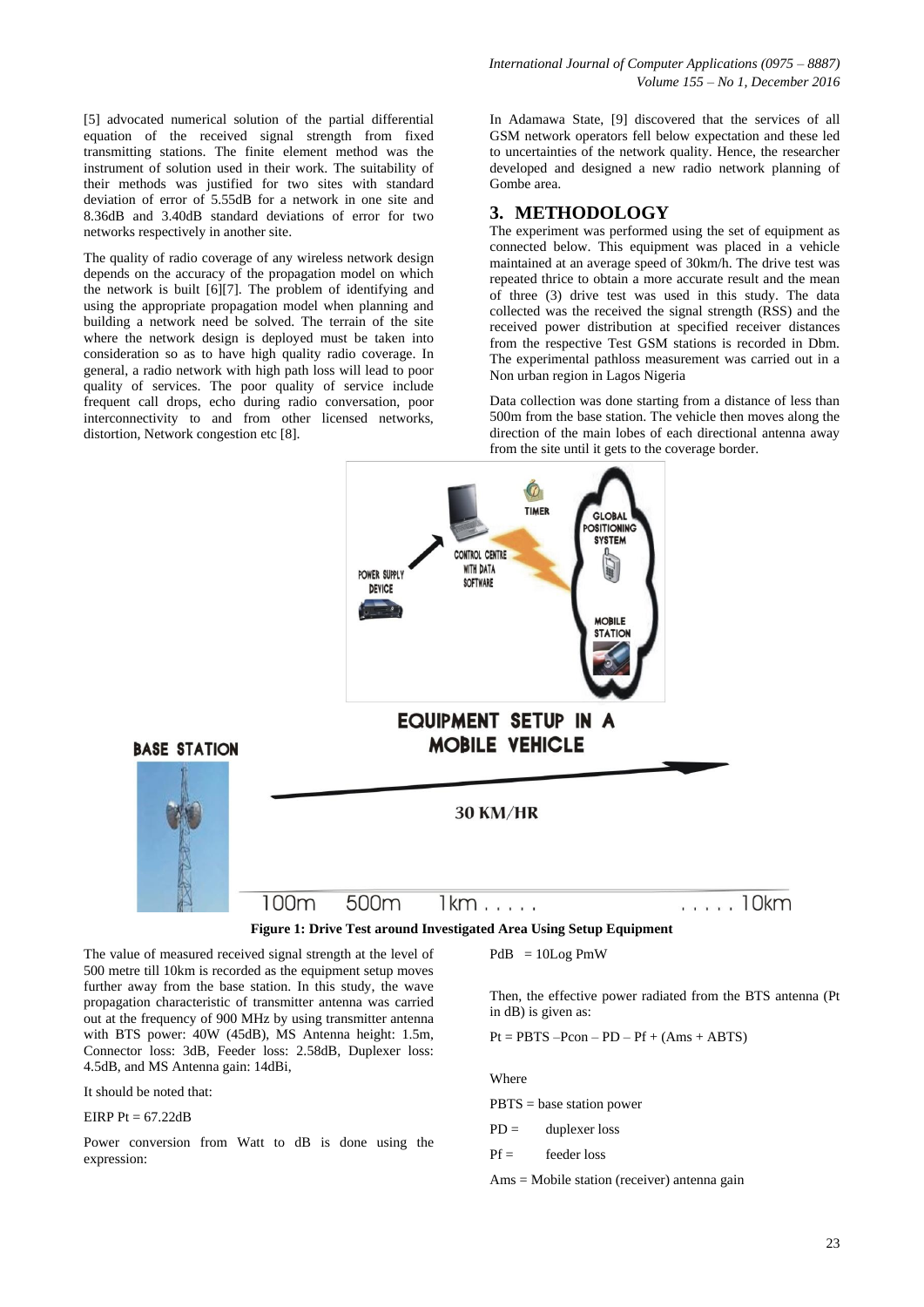[5] advocated numerical solution of the partial differential equation of the received signal strength from fixed transmitting stations. The finite element method was the instrument of solution used in their work. The suitability of their methods was justified for two sites with standard deviation of error of 5.55dB for a network in one site and 8.36dB and 3.40dB standard deviations of error for two networks respectively in another site.

The quality of radio coverage of any wireless network design depends on the accuracy of the propagation model on which the network is built [6][7]. The problem of identifying and using the appropriate propagation model when planning and building a network need be solved. The terrain of the site where the network design is deployed must be taken into consideration so as to have high quality radio coverage. In general, a radio network with high path loss will lead to poor quality of services. The poor quality of service include frequent call drops, echo during radio conversation, poor interconnectivity to and from other licensed networks, distortion, Network congestion etc [8].

In Adamawa State, [9] discovered that the services of all GSM network operators fell below expectation and these led to uncertainties of the network quality. Hence, the researcher developed and designed a new radio network planning of Gombe area.

## 3. METHODOLOGY

The experiment was performed using the set of equipment as connected below. This equipment was placed in a vehicle maintained at an average speed of 30km/h. The drive test was repeated thrice to obtain a more accurate result and the mean of three (3) drive test was used in this study. The data collected was the received the signal strength (RSS) and the received power distribution at specified receiver distances from the respective Test GSM stations is recorded in Dbm. The experimental pathloss measurement was carried out in a Non urban region in Lagos Nigeria

Data collection was done starting from a distance of less than 500m from the base station. The vehicle then moves along the direction of the main lobes of each directional antenna away from the site until it gets to the coverage border.

**Figure 1: Drive Test around Investigated Area Using Setup Equipment**

The value of measured received signal strength at the level of 500 metre till 10km is recorded as the equipment setup moves further away from the base station. In this study, the wave propagation characteristic of transmitter antenna was carried out at the frequency of 900 MHz by using transmitter antenna with BTS power: 40W (45dB), MS Antenna height: 1.5m, Connector loss: 3dB, Feeder loss: 2.58dB, Duplexer loss: 4.5dB, and MS Antenna gain: 14dBi,

It should be noted that:

EIRP Pt = 67.22dB

Power conversion from Watt to dB is done using the expression:

$$P_{dB} = 10 \log P_{mW}$$

Then, the effective power radiated from the BTS antenna (Pt in dB) is given as:

$$P_t = P_{BTS} - P_{con} - P_D - P_f + (A_{ms} + A_{BTS})$$

Where

PBTS = base station power

PD = duplexer loss

Pf = feeder loss

Ams = Mobile station (receiver) antenna gain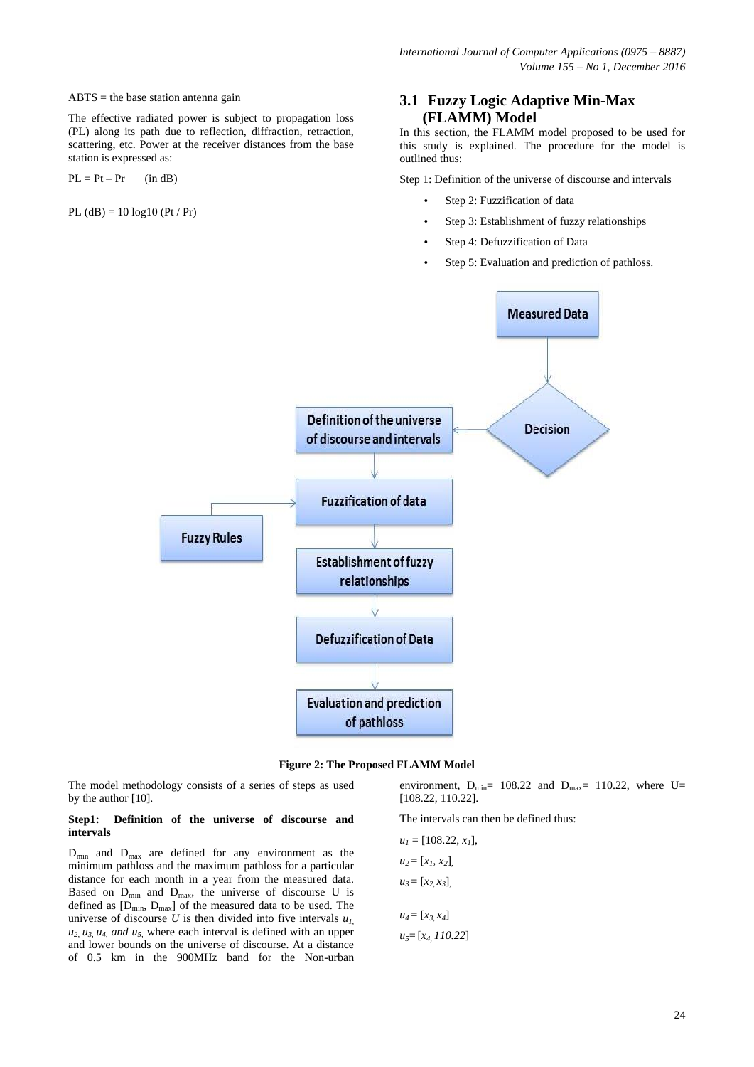ABTS = the base station antenna gain

The effective radiated power is subject to propagation loss (PL) along its path due to reflection, diffraction, retraction, scattering, etc. Power at the receiver distances from the base station is expressed as:

PL = Pt – Pr (in dB)

PL (dB) = 10 log10 (Pt / Pr)

## 3.1 Fuzzy Logic Adaptive Min-Max (FLAMM) Model

In this section, the FLAMM model proposed to be used for this study is explained. The procedure for the model is outlined thus:

Step 1: Definition of the universe of discourse and intervals

- Step 2: Fuzzification of data
- Step 3: Establishment of fuzzy relationships
- Step 4: Defuzzification of Data
- Step 5: Evaluation and prediction of pathloss.

**Figure 2: The Proposed FLAMM Model**

The model methodology consists of a series of steps as used by the author [10].

**Step1: Definition of the universe of discourse and intervals**

$D_{min}$ and $D_{max}$ are defined for any environment as the minimum pathloss and the maximum pathloss for a particular distance for each month in a year from the measured data. Based on $D_{min}$ and $D_{max}$, the universe of discourse U is defined as [$D_{min}$, $D_{max}$] of the measured data to be used. The universe of discourse $U$ is then divided into five intervals $u_1$, $u_2$, $u_3$, $u_4$, *and* $u_5$, where each interval is defined with an upper and lower bounds on the universe of discourse. At a distance of 0.5 km in the 900MHz band for the Non-urban environment, $D_{min}$= 108.22 and $D_{max}$= 110.22, where U= [108.22, 110.22].

The intervals can then be defined thus:

$u_1$ = [108.22, $x_1$],

$u_2$ = [$x_1$, $x_2$],

$u_3$ = [$x_2$, $x_3$],

$u_4$ = [$x_3$, $x_4$]

$u_5$= [$x_4$, *110.22*]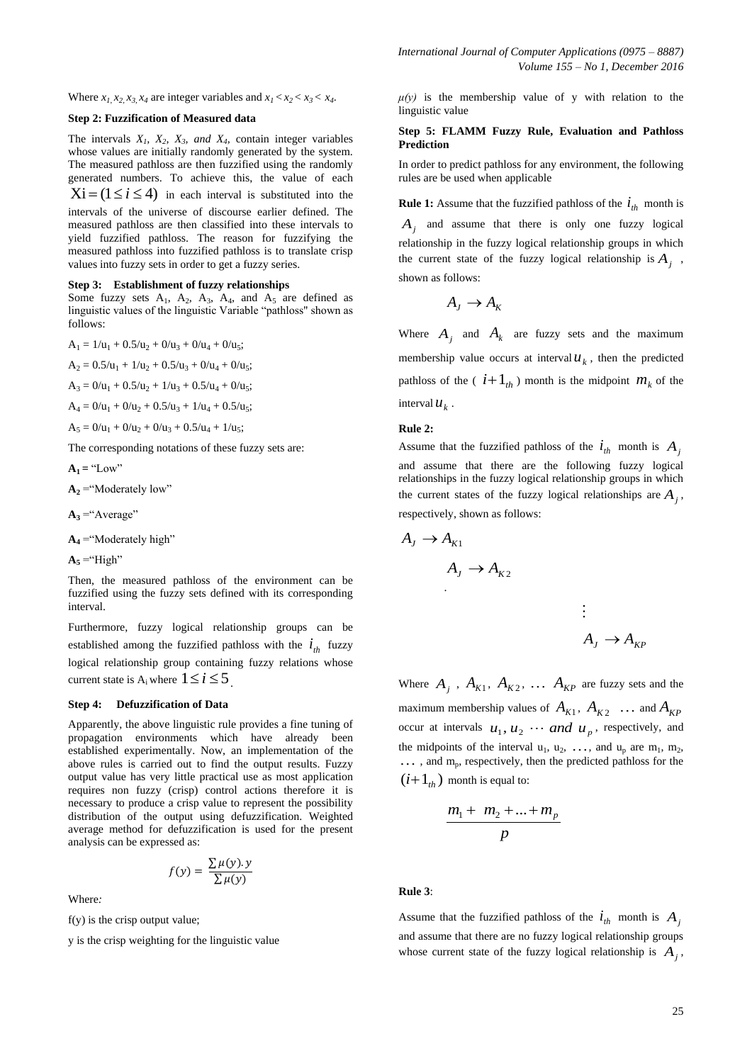Where $x_1, x_2, x_3, x_4$ are integer variables and $x_1 < x_2 < x_3 < x_4$.

**Step 2: Fuzzification of Measured data**

The intervals $X_1$, $X_2$, $X_3$, *and* $X_4$, contain integer variables whose values are initially randomly generated by the system. The measured pathloss are then fuzzified using the randomly generated numbers. To achieve this, the value of each $Xi = (1 \le i \le 4)$ in each interval is substituted into the intervals of the universe of discourse earlier defined. The measured pathloss are then classified into these intervals to yield fuzzified pathloss. The reason for fuzzifying the measured pathloss into fuzzified pathloss is to translate crisp values into fuzzy sets in order to get a fuzzy series.

**Step 3: Establishment of fuzzy relationships**

Some fuzzy sets $A_1$, $A_2$, $A_3$, $A_4$, and $A_5$ are defined as linguistic values of the linguistic Variable "pathloss" shown as follows:

$A_1 = 1/u_1 + 0.5/u_2 + 0/u_3 + 0/u_4 + 0/u_5$;

$A_2 = 0.5/u_1 + 1/u_2 + 0.5/u_3 + 0/u_4 + 0/u_5$;

$A_3 = 0/u_1 + 0.5/u_2 + 1/u_3 + 0.5/u_4 + 0/u_5$;

$A_4 = 0/u_1 + 0/u_2 + 0.5/u_3 + 1/u_4 + 0.5/u_5$;

$A_5 = 0/u_1 + 0/u_2 + 0/u_3 + 0.5/u_4 + 1/u_5$;

The corresponding notations of these fuzzy sets are:

**$A_1$** = "Low"

**$A_2$** ="Moderately low"

**$A_3$** ="Average"

**$A_4$** ="Moderately high"

**$A_5$** ="High"

Then, the measured pathloss of the environment can be fuzzified using the fuzzy sets defined with its corresponding interval.

Furthermore, fuzzy logical relationship groups can be established among the fuzzified pathloss with the $i_{th}$ fuzzy logical relationship group containing fuzzy relations whose current state is $A_i$ where $1 \le i \le 5$.

**Step 4: Defuzzification of Data**

Apparently, the above linguistic rule provides a fine tuning of propagation environments which have already been established experimentally. Now, an implementation of the above rules is carried out to find the output results. Fuzzy output value has very little practical use as most application requires non fuzzy (crisp) control actions therefore it is necessary to produce a crisp value to represent the possibility distribution of the output using defuzzification. Weighted average method for defuzzification is used for the present analysis can be expressed as:

$$f(y) = \frac{\sum \mu(y).y}{\sum \mu(y)}$$

Where*:*

f(y) is the crisp output value;

y is the crisp weighting for the linguistic value

*μ(y)* is the membership value of y with relation to the linguistic value

**Step 5: FLAMM Fuzzy Rule, Evaluation and Pathloss Prediction**

In order to predict pathloss for any environment, the following rules are be used when applicable

**Rule 1:** Assume that the fuzzified pathloss of the $i_{th}$ month is $A_j$ and assume that there is only one fuzzy logical relationship in the fuzzy logical relationship groups in which the current state of the fuzzy logical relationship is $A_j$, shown as follows:

$$A_J \rightarrow A_K$$

Where $A_j$ and $A_k$ are fuzzy sets and the maximum membership value occurs at interval $u_k$, then the predicted pathloss of the ($i+1_{th}$) month is the midpoint $m_k$ of the interval $u_k$.

**Rule 2:**

Assume that the fuzzified pathloss of the $i_{th}$ month is $A_j$ and assume that there are the following fuzzy logical relationships in the fuzzy logical relationship groups in which the current states of the fuzzy logical relationships are $A_j$, respectively, shown as follows:

$$A_J \rightarrow A_{K1}$$

$$A_J \rightarrow A_{K2}$$

$$\vdots$$

$$A_J \rightarrow A_{KP}$$

Where $A_j$, $A_{K1}$, $A_{K2}$, … $A_{KP}$ are fuzzy sets and the maximum membership values of $A_{K1}$, $A_{K2}$ … and $A_{KP}$ occur at intervals $u_1, u_2 \cdots and\ u_p$, respectively, and the midpoints of the interval $u_1$, $u_2$, …, and $u_p$ are $m_1$, $m_2$, … , and $m_p$, respectively, then the predicted pathloss for the $(i+1_{th})$ month is equal to:

$$\frac{m_1 + m_2 + ... + m_p}{p}$$

**Rule 3**:

Assume that the fuzzified pathloss of the $i_{th}$ month is $A_j$ and assume that there are no fuzzy logical relationship groups whose current state of the fuzzy logical relationship is $A_j$,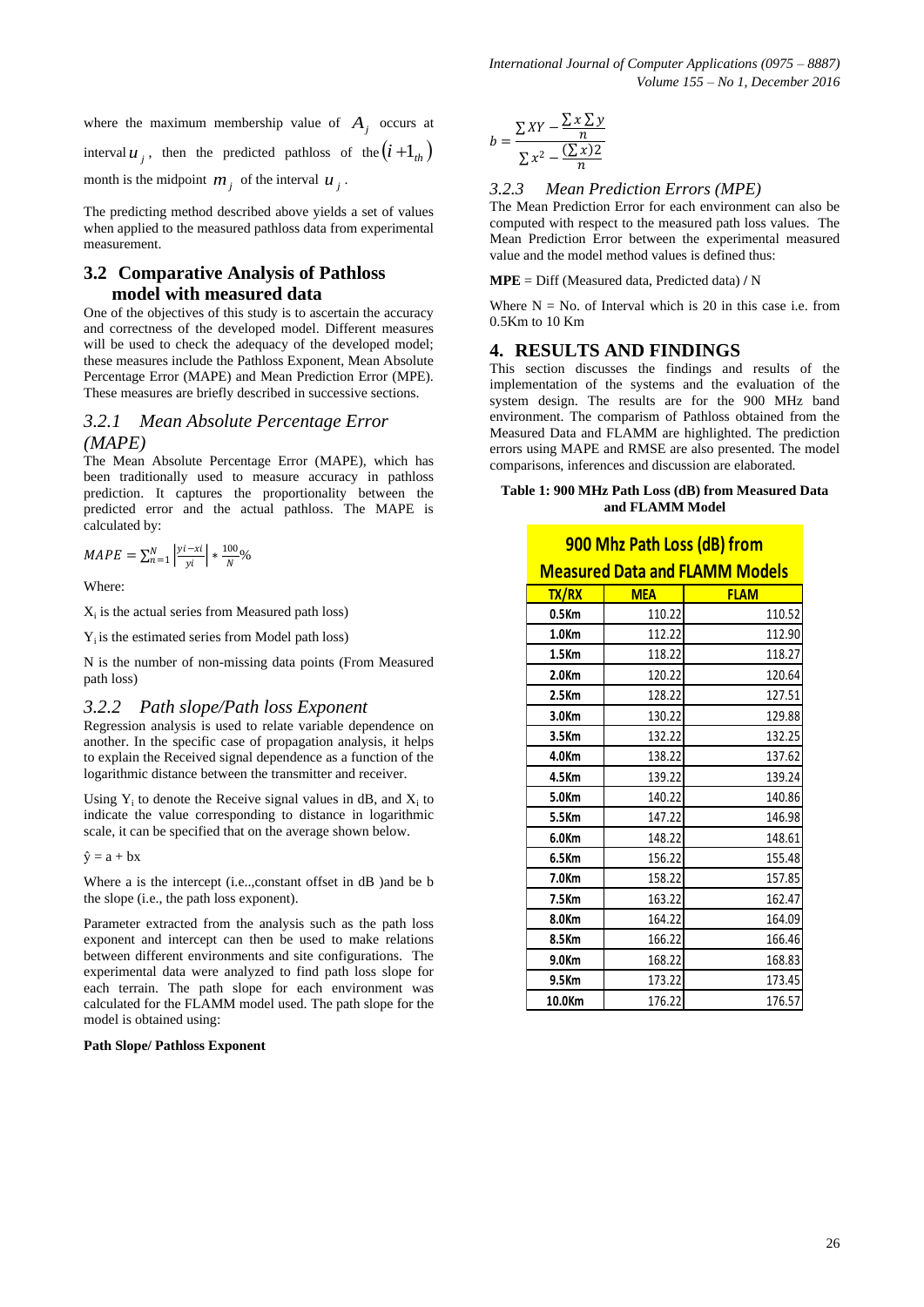where the maximum membership value of $A_j$ occurs at interval $u_j$, then the predicted pathloss of the $(i+1_{th})$ month is the midpoint $m_j$ of the interval $u_j$.

The predicting method described above yields a set of values when applied to the measured pathloss data from experimental measurement.

## 3.2 Comparative Analysis of Pathloss model with measured data

One of the objectives of this study is to ascertain the accuracy and correctness of the developed model. Different measures will be used to check the adequacy of the developed model; these measures include the Pathloss Exponent, Mean Absolute Percentage Error (MAPE) and Mean Prediction Error (MPE). These measures are briefly described in successive sections.

### *3.2.1 Mean Absolute Percentage Error (MAPE)*

The Mean Absolute Percentage Error (MAPE), which has been traditionally used to measure accuracy in pathloss prediction. It captures the proportionality between the predicted error and the actual pathloss. The MAPE is calculated by:

$$MAPE = \sum_{n=1}^{N} \left| \frac{yi - xi}{yi} \right| * \frac{100}{N}\%$$

Where:

$X_i$ is the actual series from Measured path loss)

$Y_i$ is the estimated series from Model path loss)

N is the number of non-missing data points (From Measured path loss)

### *3.2.2 Path slope/Path loss Exponent*

Regression analysis is used to relate variable dependence on another. In the specific case of propagation analysis, it helps to explain the Received signal dependence as a function of the logarithmic distance between the transmitter and receiver.

Using $Y_i$ to denote the Receive signal values in dB, and $X_i$ to indicate the value corresponding to distance in logarithmic scale, it can be specified that on the average shown below.

$\hat{y} = a + bx$

Where a is the intercept (i.e..,constant offset in dB )and be b the slope (i.e., the path loss exponent).

Parameter extracted from the analysis such as the path loss exponent and intercept can then be used to make relations between different environments and site configurations. The experimental data were analyzed to find path loss slope for each terrain. The path slope for each environment was calculated for the FLAMM model used. The path slope for the model is obtained using:

**Path Slope/ Pathloss Exponent**

$$b = \frac{\sum XY - \frac{\sum x \sum y}{n}}{\sum x^2 - \frac{(\sum x)2}{n}}$$

### *3.2.3 Mean Prediction Errors (MPE)*

The Mean Prediction Error for each environment can also be computed with respect to the measured path loss values. The Mean Prediction Error between the experimental measured value and the model method values is defined thus:

**MPE** = Diff (Measured data, Predicted data) **/** N

Where N = No. of Interval which is 20 in this case i.e. from 0.5Km to 10 Km

## 4. RESULTS AND FINDINGS

This section discusses the findings and results of the implementation of the systems and the evaluation of the system design. The results are for the 900 MHz band environment. The comparison of Pathloss obtained from the Measured Data and FLAMM are highlighted. The prediction errors using MAPE and RMSE are also presented. The model comparisons, inferences and discussion are elaborated.

**Table 1: 900 MHz Path Loss (dB) from Measured Data and FLAMM Model**

| 900 Mhz Path Loss (dB) from Measured Data and FLAMM Models | | |
|---|---|---|
| TX/RX | MEA | FLAM |
| 0.5Km | 110.22 | 110.52 |
| 1.0Km | 112.22 | 112.90 |
| 1.5Km | 118.22 | 118.27 |
| 2.0Km | 120.22 | 120.64 |
| 2.5Km | 128.22 | 127.51 |
| 3.0Km | 130.22 | 129.88 |
| 3.5Km | 132.22 | 132.25 |
| 4.0Km | 138.22 | 137.62 |
| 4.5Km | 139.22 | 139.24 |
| 5.0Km | 140.22 | 140.86 |
| 5.5Km | 147.22 | 146.98 |
| 6.0Km | 148.22 | 148.61 |
| 6.5Km | 156.22 | 155.48 |
| 7.0Km | 158.22 | 157.85 |
| 7.5Km | 163.22 | 162.47 |
| 8.0Km | 164.22 | 164.09 |
| 8.5Km | 166.22 | 166.46 |
| 9.0Km | 168.22 | 168.83 |
| 9.5Km | 173.22 | 173.45 |
| 10.0Km | 176.22 | 176.57 |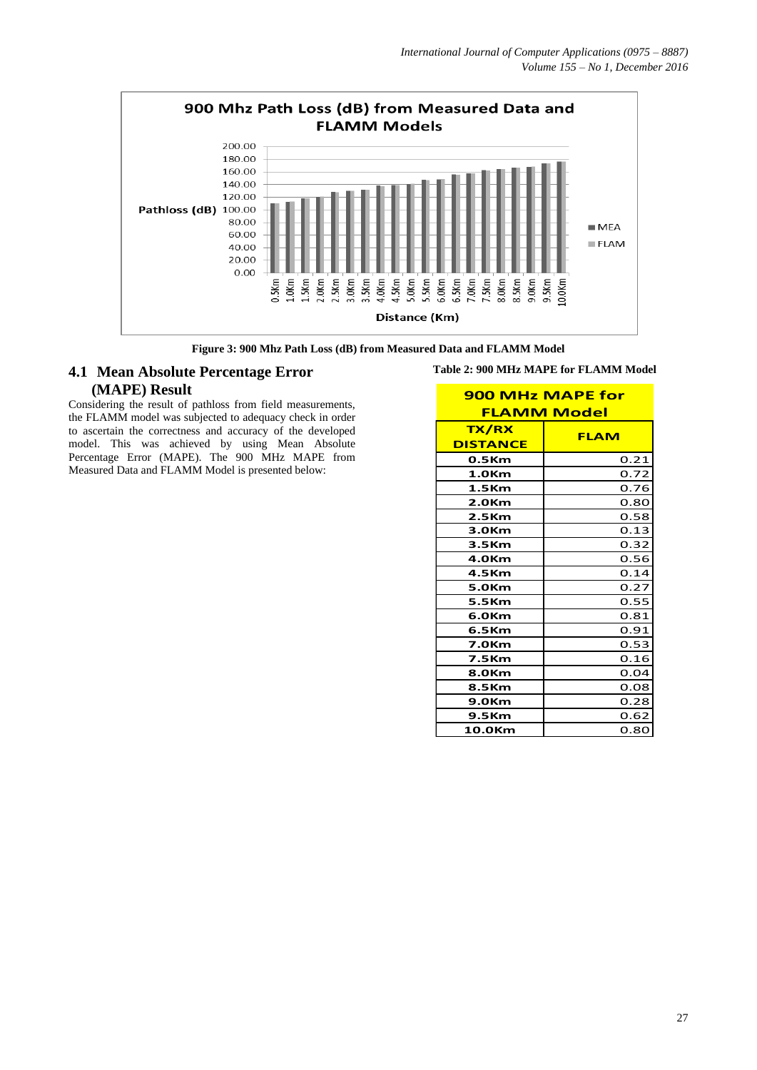Figure 3: 900 Mhz Path Loss (dB) from Measured Data and FLAMM Model

## 4.1 Mean Absolute Percentage Error (MAPE) Result

Considering the result of pathloss from field measurements, the FLAMM model was subjected to adequacy check in order to ascertain the correctness and accuracy of the developed model. This was achieved by using Mean Absolute Percentage Error (MAPE). The 900 MHz MAPE from Measured Data and FLAMM Model is presented below:

**Table 2: 900 MHz MAPE for FLAMM Model**

| 900 MHz MAPE for FLAMM Model | |
|---|---|
| **TX/RX DISTANCE** | **FLAM** |
| 0.5Km | 0.21 |
| 1.0Km | 0.72 |
| 1.5Km | 0.76 |
| 2.0Km | 0.80 |
| 2.5Km | 0.58 |
| 3.0Km | 0.13 |
| 3.5Km | 0.32 |
| 4.0Km | 0.56 |
| 4.5Km | 0.14 |
| 5.0Km | 0.27 |
| 5.5Km | 0.55 |
| 6.0Km | 0.81 |
| 6.5Km | 0.91 |
| 7.0Km | 0.53 |
| 7.5Km | 0.16 |
| 8.0Km | 0.04 |
| 8.5Km | 0.08 |
| 9.0Km | 0.28 |
| 9.5Km | 0.62 |
| 10.0Km | 0.80 |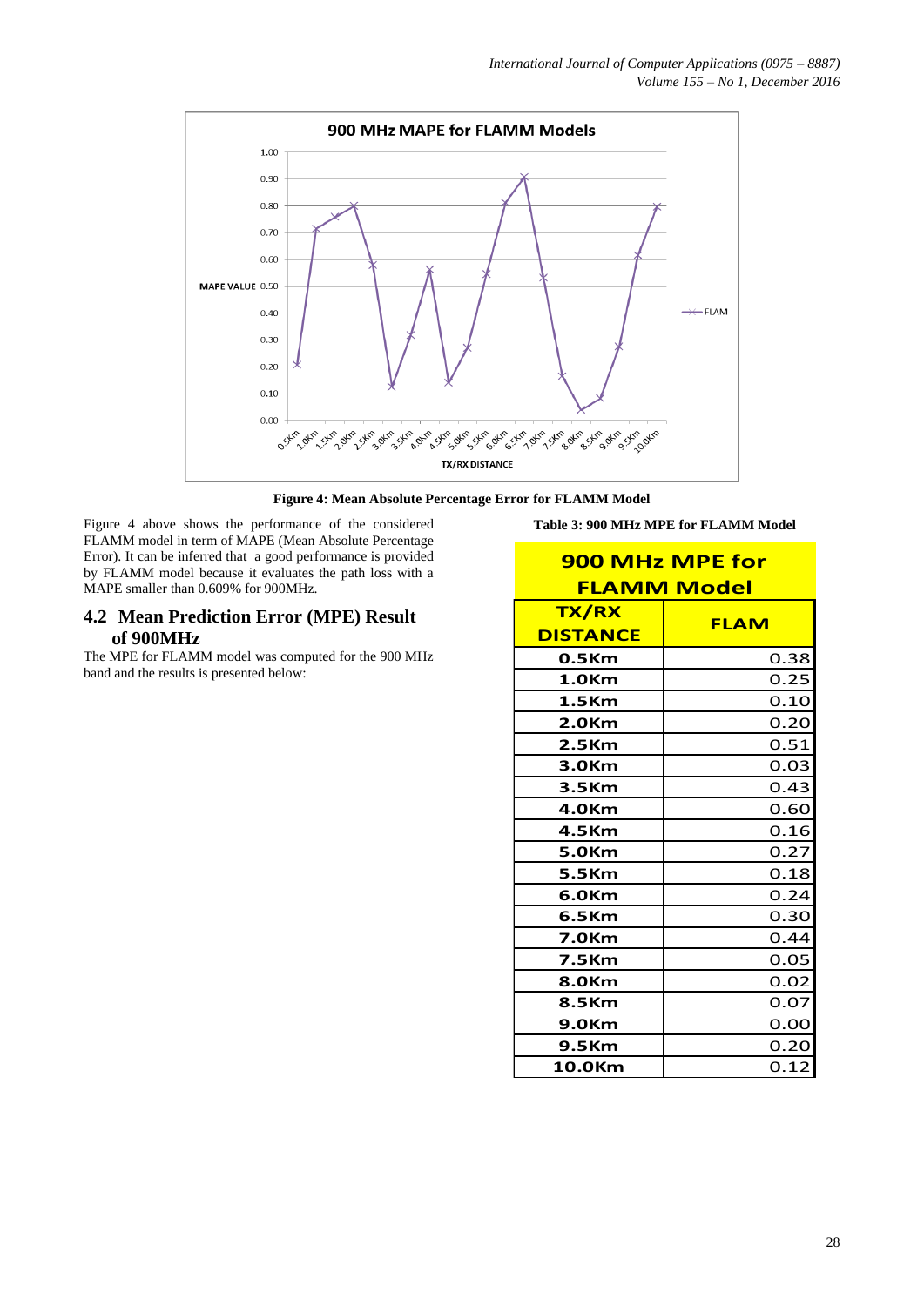Figure 4: Mean Absolute Percentage Error for FLAMM Model

Figure 4 above shows the performance of the considered FLAMM model in term of MAPE (Mean Absolute Percentage Error). It can be inferred that a good performance is provided by FLAMM model because it evaluates the path loss with a MAPE smaller than 0.609% for 900MHz.

## 4.2 Mean Prediction Error (MPE) Result of 900MHz

The MPE for FLAMM model was computed for the 900 MHz band and the results is presented below:

**Table 3: 900 MHz MPE for FLAMM Model**

| 900 MHz MPE for FLAMM Model | |
|---|---|
| TX/RX DISTANCE | FLAM |
| 0.5Km | 0.38 |
| 1.0Km | 0.25 |
| 1.5Km | 0.10 |
| 2.0Km | 0.20 |
| 2.5Km | 0.51 |
| 3.0Km | 0.03 |
| 3.5Km | 0.43 |
| 4.0Km | 0.60 |
| 4.5Km | 0.16 |
| 5.0Km | 0.27 |
| 5.5Km | 0.18 |
| 6.0Km | 0.24 |
| 6.5Km | 0.30 |
| 7.0Km | 0.44 |
| 7.5Km | 0.05 |
| 8.0Km | 0.02 |
| 8.5Km | 0.07 |
| 9.0Km | 0.00 |
| 9.5Km | 0.20 |
| 10.0Km | 0.12 |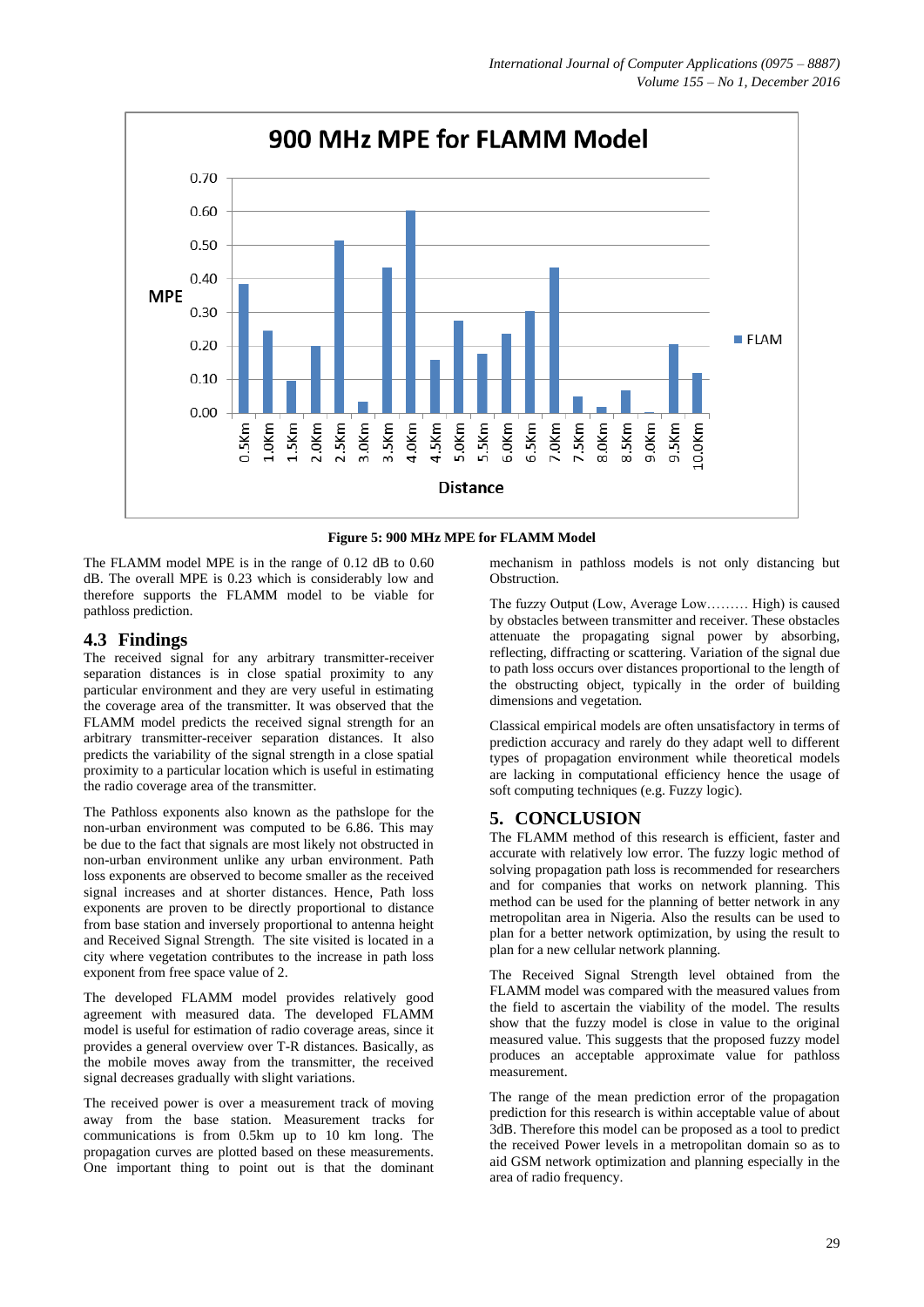Figure 5: 900 MHz MPE for FLAMM Model

The FLAMM model MPE is in the range of 0.12 dB to 0.60 dB. The overall MPE is 0.23 which is considerably low and therefore supports the FLAMM model to be viable for pathloss prediction.

## 4.3 Findings

The received signal for any arbitrary transmitter-receiver separation distances is in close spatial proximity to any particular environment and they are very useful in estimating the coverage area of the transmitter. It was observed that the FLAMM model predicts the received signal strength for an arbitrary transmitter-receiver separation distances. It also predicts the variability of the signal strength in a close spatial proximity to a particular location which is useful in estimating the radio coverage area of the transmitter.

The Pathloss exponents also known as the pathslope for the non-urban environment was computed to be 6.86. This may be due to the fact that signals are most likely not obstructed in non-urban environment unlike any urban environment. Path loss exponents are observed to become smaller as the received signal increases and at shorter distances. Hence, Path loss exponents are proven to be directly proportional to distance from base station and inversely proportional to antenna height and Received Signal Strength. The site visited is located in a city where vegetation contributes to the increase in path loss exponent from free space value of 2.

The developed FLAMM model provides relatively good agreement with measured data. The developed FLAMM model is useful for estimation of radio coverage areas, since it provides a general overview over T-R distances. Basically, as the mobile moves away from the transmitter, the received signal decreases gradually with slight variations.

The received power is over a measurement track of moving away from the base station. Measurement tracks for communications is from 0.5km up to 10 km long. The propagation curves are plotted based on these measurements. One important thing to point out is that the dominant mechanism in pathloss models is not only distancing but Obstruction.

The fuzzy Output (Low, Average Low……… High) is caused by obstacles between transmitter and receiver. These obstacles attenuate the propagating signal power by absorbing, reflecting, diffracting or scattering. Variation of the signal due to path loss occurs over distances proportional to the length of the obstructing object, typically in the order of building dimensions and vegetation.

Classical empirical models are often unsatisfactory in terms of prediction accuracy and rarely do they adapt well to different types of propagation environment while theoretical models are lacking in computational efficiency hence the usage of soft computing techniques (e.g. Fuzzy logic).

# 5. CONCLUSION

The FLAMM method of this research is efficient, faster and accurate with relatively low error. The fuzzy logic method of solving propagation path loss is recommended for researchers and for companies that works on network planning. This method can be used for the planning of better network in any metropolitan area in Nigeria. Also the results can be used to plan for a better network optimization, by using the result to plan for a new cellular network planning.

The Received Signal Strength level obtained from the FLAMM model was compared with the measured values from the field to ascertain the viability of the model. The results show that the fuzzy model is close in value to the original measured value. This suggests that the proposed fuzzy model produces an acceptable approximate value for pathloss measurement.

The range of the mean prediction error of the propagation prediction for this research is within acceptable value of about 3dB. Therefore this model can be proposed as a tool to predict the received Power levels in a metropolitan domain so as to aid GSM network optimization and planning especially in the area of radio frequency.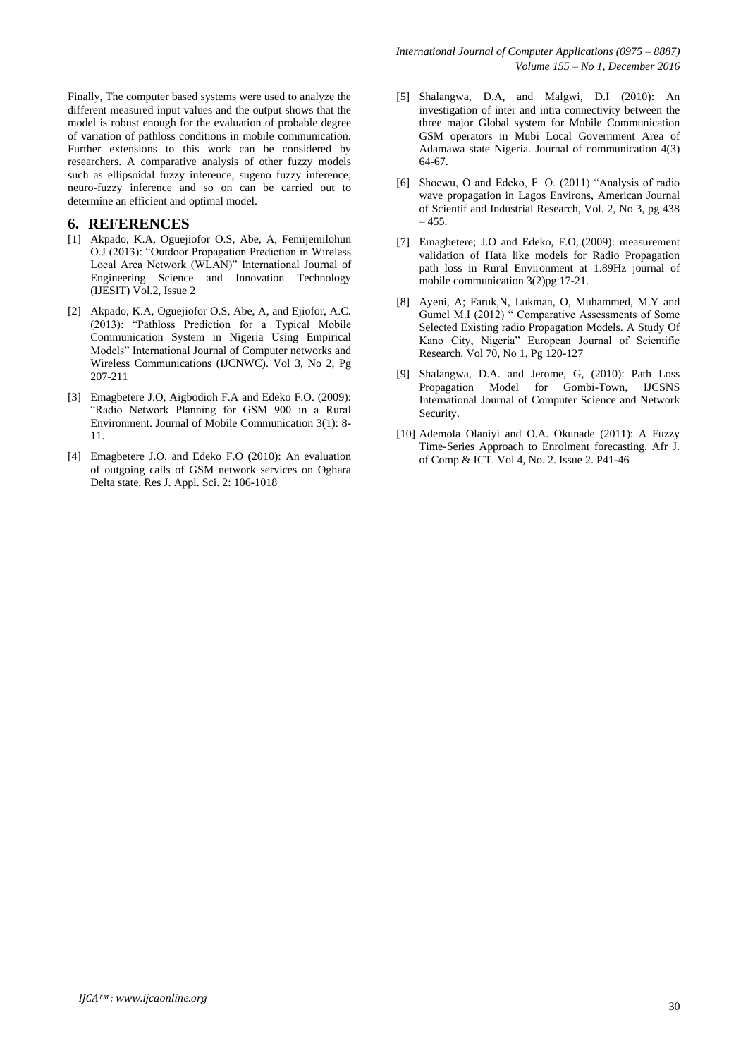Finally, The computer based systems were used to analyze the different measured input values and the output shows that the model is robust enough for the evaluation of probable degree of variation of pathloss conditions in mobile communication. Further extensions to this work can be considered by researchers. A comparative analysis of other fuzzy models such as ellipsoidal fuzzy inference, sugeno fuzzy inference, neuro-fuzzy inference and so on can be carried out to determine an efficient and optimal model.

## 6. REFERENCES

[1] Akpado, K.A, Oguejiofor O.S, Abe, A, Femijemilohun O.J (2013): "Outdoor Propagation Prediction in Wireless Local Area Network (WLAN)" International Journal of Engineering Science and Innovation Technology (IJESIT) Vol.2, Issue 2

[2] Akpado, K.A, Oguejiofor O.S, Abe, A, and Ejiofor, A.C. (2013): "Pathloss Prediction for a Typical Mobile Communication System in Nigeria Using Empirical Models" International Journal of Computer networks and Wireless Communications (IJCNWC). Vol 3, No 2, Pg 207-211

[3] Emagbetere J.O, Aigbodioh F.A and Edeko F.O. (2009): "Radio Network Planning for GSM 900 in a Rural Environment. Journal of Mobile Communication 3(1): 8-11.

[4] Emagbetere J.O. and Edeko F.O (2010): An evaluation of outgoing calls of GSM network services on Oghara Delta state. Res J. Appl. Sci. 2: 106-1018

[5] Shalangwa, D.A, and Malgwi, D.I (2010): An investigation of inter and intra connectivity between the three major Global system for Mobile Communication GSM operators in Mubi Local Government Area of Adamawa state Nigeria. Journal of communication 4(3) 64-67.

[6] Shoewu, O and Edeko, F. O. (2011) "Analysis of radio wave propagation in Lagos Environs, American Journal of Scientif and Industrial Research, Vol. 2, No 3, pg 438 – 455.

[7] Emagbetere; J.O and Edeko, F.O,.(2009): measurement validation of Hata like models for Radio Propagation path loss in Rural Environment at 1.89Hz journal of mobile communication 3(2)pg 17-21.

[8] Ayeni, A; Faruk,N, Lukman, O, Muhammed, M.Y and Gumel M.I (2012) " Comparative Assessments of Some Selected Existing radio Propagation Models. A Study Of Kano City, Nigeria" European Journal of Scientific Research. Vol 70, No 1, Pg 120-127

[9] Shalangwa, D.A. and Jerome, G, (2010): Path Loss Propagation Model for Gombi-Town, IJCSNS International Journal of Computer Science and Network Security.

[10] Ademola Olaniyi and O.A. Okunade (2011): A Fuzzy Time-Series Approach to Enrolment forecasting. Afr J. of Comp & ICT. Vol 4, No. 2. Issue 2. P41-46